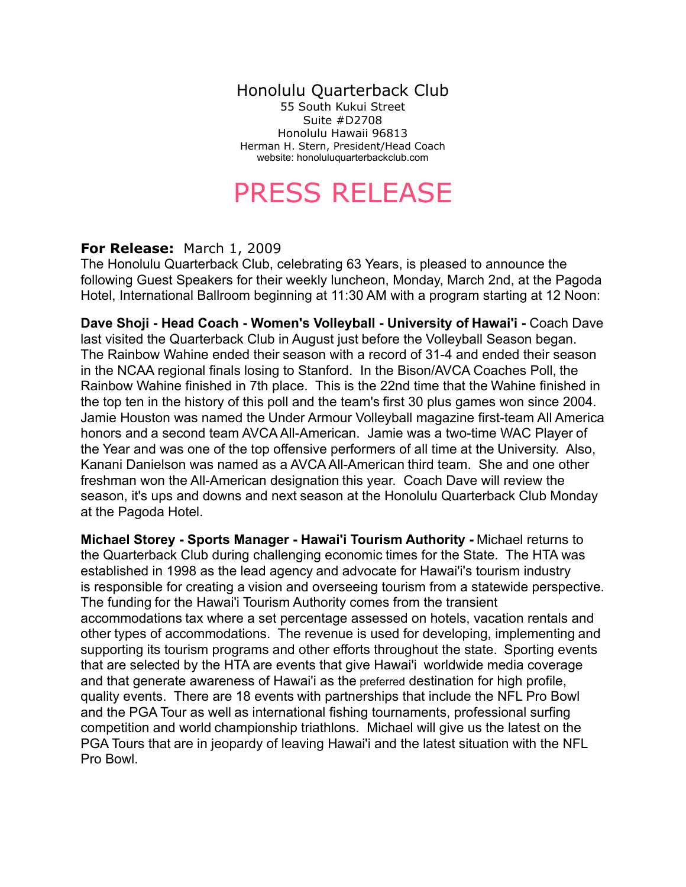# Honolulu Quarterback Club

55 South Kukui Street
Suite #D2708
Honolulu Hawaii 96813
Herman H. Stern, President/Head Coach
website: honoluluquarterbackclub.com

# PRESS RELEASE

**For Release:** March 1, 2009

The Honolulu Quarterback Club, celebrating 63 Years, is pleased to announce the following Guest Speakers for their weekly luncheon, Monday, March 2nd, at the Pagoda Hotel, International Ballroom beginning at 11:30 AM with a program starting at 12 Noon:

**Dave Shoji - Head Coach - Women's Volleyball - University of Hawai'i -** Coach Dave last visited the Quarterback Club in August just before the Volleyball Season began. The Rainbow Wahine ended their season with a record of 31-4 and ended their season in the NCAA regional finals losing to Stanford. In the Bison/AVCA Coaches Poll, the Rainbow Wahine finished in 7th place. This is the 22nd time that the Wahine finished in the top ten in the history of this poll and the team's first 30 plus games won since 2004. Jamie Houston was named the Under Armour Volleyball magazine first-team All America honors and a second team AVCA All-American. Jamie was a two-time WAC Player of the Year and was one of the top offensive performers of all time at the University. Also, Kanani Danielson was named as a AVCA All-American third team. She and one other freshman won the All-American designation this year. Coach Dave will review the season, it's ups and downs and next season at the Honolulu Quarterback Club Monday at the Pagoda Hotel.

**Michael Storey - Sports Manager - Hawai'i Tourism Authority -** Michael returns to the Quarterback Club during challenging economic times for the State. The HTA was established in 1998 as the lead agency and advocate for Hawai'i's tourism industry is responsible for creating a vision and overseeing tourism from a statewide perspective. The funding for the Hawai'i Tourism Authority comes from the transient accommodations tax where a set percentage assessed on hotels, vacation rentals and other types of accommodations. The revenue is used for developing, implementing and supporting its tourism programs and other efforts throughout the state. Sporting events that are selected by the HTA are events that give Hawai'i worldwide media coverage and that generate awareness of Hawai'i as the preferred destination for high profile, quality events. There are 18 events with partnerships that include the NFL Pro Bowl and the PGA Tour as well as international fishing tournaments, professional surfing competition and world championship triathlons. Michael will give us the latest on the PGA Tours that are in jeopardy of leaving Hawai'i and the latest situation with the NFL Pro Bowl.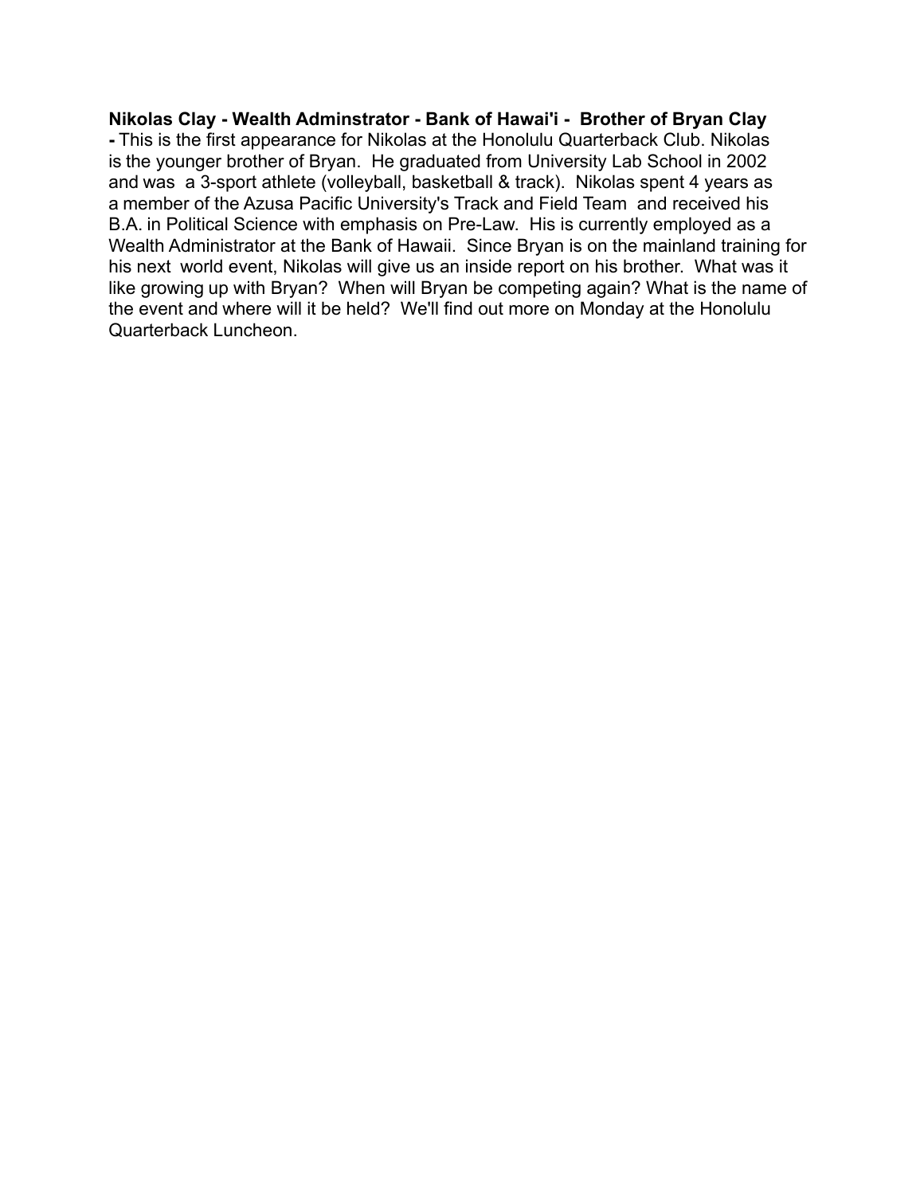**Nikolas Clay - Wealth Adminstrator - Bank of Hawai'i - Brother of Bryan Clay -** This is the first appearance for Nikolas at the Honolulu Quarterback Club. Nikolas is the younger brother of Bryan. He graduated from University Lab School in 2002 and was a 3-sport athlete (volleyball, basketball & track). Nikolas spent 4 years as a member of the Azusa Pacific University's Track and Field Team and received his B.A. in Political Science with emphasis on Pre-Law. His is currently employed as a Wealth Administrator at the Bank of Hawaii. Since Bryan is on the mainland training for his next world event, Nikolas will give us an inside report on his brother. What was it like growing up with Bryan? When will Bryan be competing again? What is the name of the event and where will it be held? We'll find out more on Monday at the Honolulu Quarterback Luncheon.